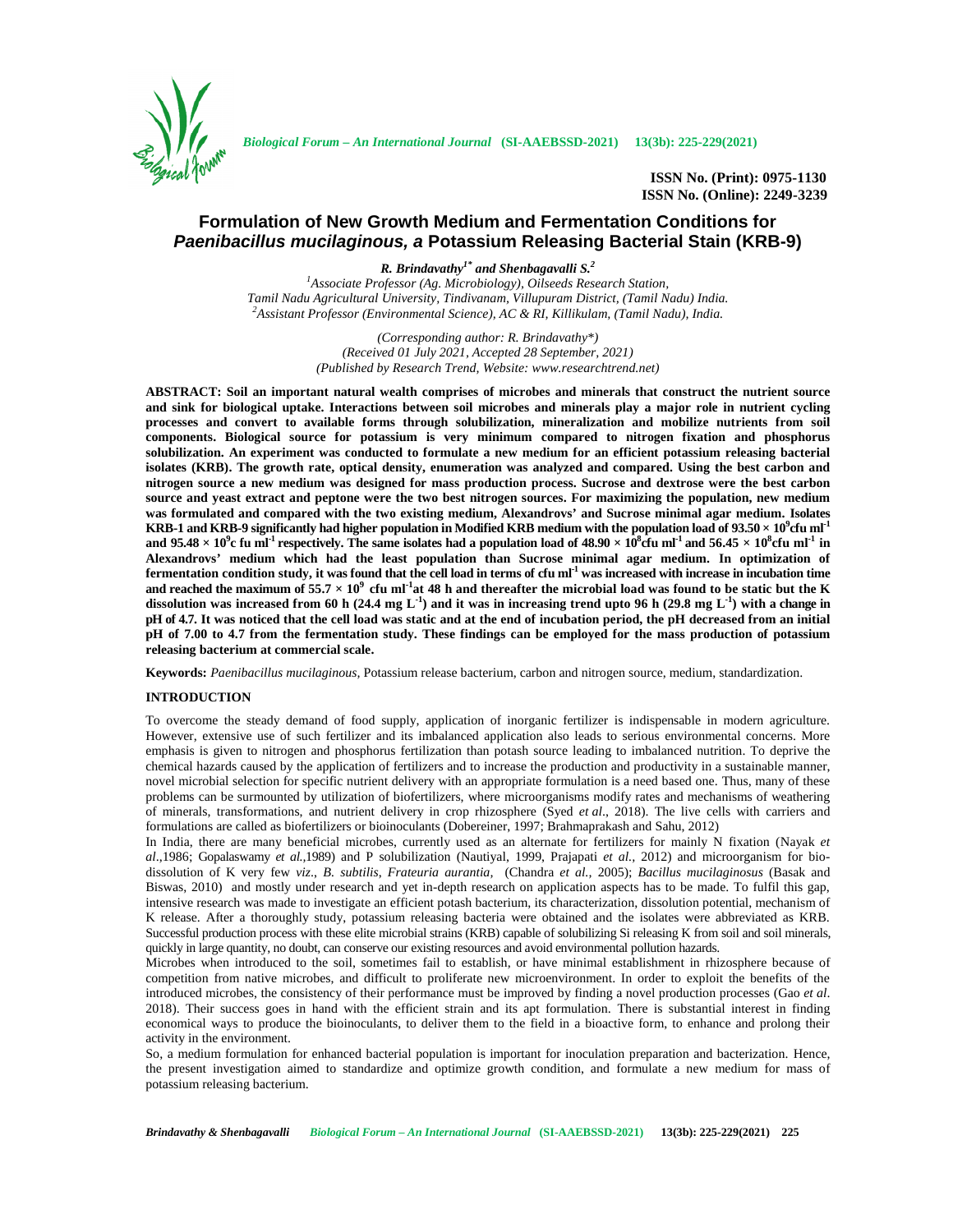ISSN No. (Print): 0975-1130
ISSN No. (Online): 2249-3239

# Formulation of New Growth Medium and Fermentation Conditions for *Paenibacillus mucilaginous, a* Potassium Releasing Bacterial Stain (KRB-9)

***R. Brindavathy*[1*] *and Shenbagavalli S.*[2]**

[1]*Associate Professor (Ag. Microbiology), Oilseeds Research Station, Tamil Nadu Agricultural University, Tindivanam, Villupuram District, (Tamil Nadu) India.*
[2]*Assistant Professor (Environmental Science), AC & RI, Killikulam, (Tamil Nadu), India.*

*(Corresponding author: R. Brindavathy\*)*
*(Received 01 July 2021, Accepted 28 September, 2021)*
*(Published by Research Trend, Website: www.researchtrend.net)*

**ABSTRACT: Soil an important natural wealth comprises of microbes and minerals that construct the nutrient source and sink for biological uptake. Interactions between soil microbes and minerals play a major role in nutrient cycling processes and convert to available forms through solubilization, mineralization and mobilize nutrients from soil components. Biological source for potassium is very minimum compared to nitrogen fixation and phosphorus solubilization. An experiment was conducted to formulate a new medium for an efficient potassium releasing bacterial isolates (KRB). The growth rate, optical density, enumeration was analyzed and compared. Using the best carbon and nitrogen source a new medium was designed for mass production process. Sucrose and dextrose were the best carbon source and yeast extract and peptone were the two best nitrogen sources. For maximizing the population, new medium was formulated and compared with the two existing medium, Alexandrovs' and Sucrose minimal agar medium. Isolates KRB-1 and KRB-9 significantly had higher population in Modified KRB medium with the population load of $93.50 \times 10^9$cfu ml$^{-1}$ and $95.48 \times 10^9$c fu ml$^{-1}$ respectively. The same isolates had a population load of $48.90 \times 10^8$cfu ml$^{-1}$ and $56.45 \times 10^8$cfu ml$^{-1}$ in Alexandrovs' medium which had the least population than Sucrose minimal agar medium. In optimization of fermentation condition study, it was found that the cell load in terms of cfu ml$^{-1}$ was increased with increase in incubation time and reached the maximum of $55.7 \times 10^9$ cfu ml$^{-1}$at 48 h and thereafter the microbial load was found to be static but the K dissolution was increased from 60 h (24.4 mg L$^{-1}$) and it was in increasing trend upto 96 h (29.8 mg L$^{-1}$) with a change in pH of 4.7. It was noticed that the cell load was static and at the end of incubation period, the pH decreased from an initial pH of 7.00 to 4.7 from the fermentation study. These findings can be employed for the mass production of potassium releasing bacterium at commercial scale.**

**Keywords:** *Paenibacillus mucilaginous*, Potassium release bacterium, carbon and nitrogen source, medium, standardization.

## INTRODUCTION

To overcome the steady demand of food supply, application of inorganic fertilizer is indispensable in modern agriculture. However, extensive use of such fertilizer and its imbalanced application also leads to serious environmental concerns. More emphasis is given to nitrogen and phosphorus fertilization than potash source leading to imbalanced nutrition. To deprive the chemical hazards caused by the application of fertilizers and to increase the production and productivity in a sustainable manner, novel microbial selection for specific nutrient delivery with an appropriate formulation is a need based one. Thus, many of these problems can be surmounted by utilization of biofertilizers, where microorganisms modify rates and mechanisms of weathering of minerals, transformations, and nutrient delivery in crop rhizosphere (Syed *et al*., 2018). The live cells with carriers and formulations are called as biofertilizers or bioinoculants (Dobereiner, 1997; Brahmaprakash and Sahu, 2012)

In India, there are many beneficial microbes, currently used as an alternate for fertilizers for mainly N fixation (Nayak *et al*.,1986; Gopalaswamy *et al.*,1989) and P solubilization (Nautiyal, 1999, Prajapati *et al.,* 2012) and microorganism for bio-dissolution of K very few *viz*., *B. subtilis*, *Frateuria aurantia*, (Chandra *et al.,* 2005); *Bacillus mucilaginosus* (Basak and Biswas, 2010) and mostly under research and yet in-depth research on application aspects has to be made. To fulfil this gap, intensive research was made to investigate an efficient potash bacterium, its characterization, dissolution potential, mechanism of K release. After a thoroughly study, potassium releasing bacteria were obtained and the isolates were abbreviated as KRB. Successful production process with these elite microbial strains (KRB) capable of solubilizing Si releasing K from soil and soil minerals, quickly in large quantity, no doubt, can conserve our existing resources and avoid environmental pollution hazards.

Microbes when introduced to the soil, sometimes fail to establish, or have minimal establishment in rhizosphere because of competition from native microbes, and difficult to proliferate new microenvironment. In order to exploit the benefits of the introduced microbes, the consistency of their performance must be improved by finding a novel production processes (Gao *et al*. 2018). Their success goes in hand with the efficient strain and its apt formulation. There is substantial interest in finding economical ways to produce the bioinoculants, to deliver them to the field in a bioactive form, to enhance and prolong their activity in the environment.

So, a medium formulation for enhanced bacterial population is important for inoculation preparation and bacterization. Hence, the present investigation aimed to standardize and optimize growth condition, and formulate a new medium for mass of potassium releasing bacterium.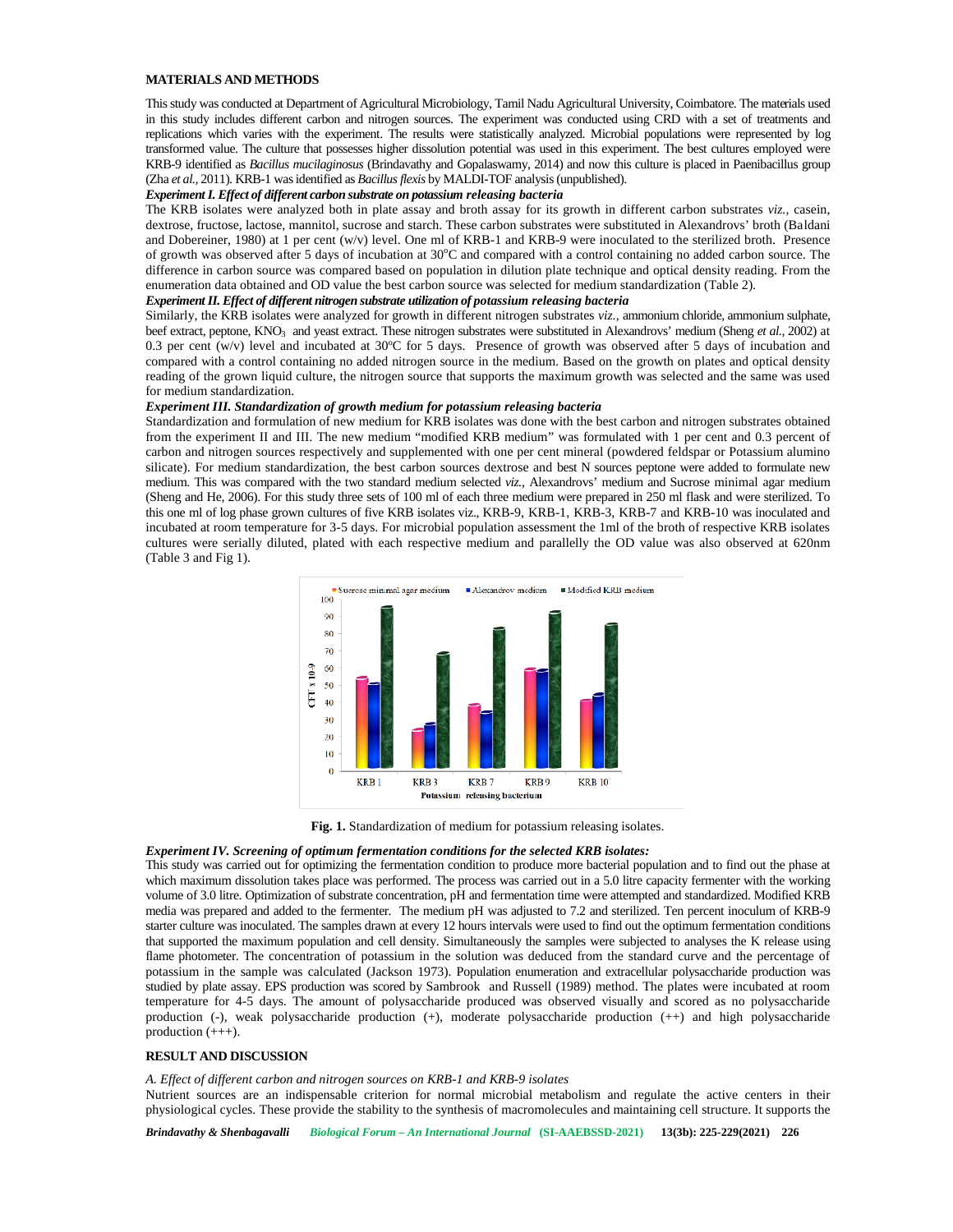## MATERIALS AND METHODS

This study was conducted at Department of Agricultural Microbiology, Tamil Nadu Agricultural University, Coimbatore. The materials used in this study includes different carbon and nitrogen sources. The experiment was conducted using CRD with a set of treatments and replications which varies with the experiment. The results were statistically analyzed. Microbial populations were represented by log transformed value. The culture that possesses higher dissolution potential was used in this experiment. The best cultures employed were KRB-9 identified as *Bacillus mucilaginosus* (Brindavathy and Gopalaswamy, 2014) and now this culture is placed in Paenibacillus group (Zha *et al.,* 2011). KRB-1 was identified as *Bacillus flexis* by MALDI-TOF analysis (unpublished).

***Experiment I. Effect of different carbon substrate on potassium releasing bacteria***

The KRB isolates were analyzed both in plate assay and broth assay for its growth in different carbon substrates *viz.,* casein, dextrose, fructose, lactose, mannitol, sucrose and starch. These carbon substrates were substituted in Alexandrovs' broth (Baldani and Dobereiner, 1980) at 1 per cent (w/v) level. One ml of KRB-1 and KRB-9 were inoculated to the sterilized broth. Presence of growth was observed after 5 days of incubation at 30°C and compared with a control containing no added carbon source. The difference in carbon source was compared based on population in dilution plate technique and optical density reading. From the enumeration data obtained and OD value the best carbon source was selected for medium standardization (Table 2).

***Experiment II. Effect of different nitrogen substrate utilization of potassium releasing bacteria***

Similarly, the KRB isolates were analyzed for growth in different nitrogen substrates *viz.,* ammonium chloride, ammonium sulphate, beef extract, peptone, $KNO_3$ and yeast extract. These nitrogen substrates were substituted in Alexandrovs' medium (Sheng *et al.,* 2002) at 0.3 per cent (w/v) level and incubated at 30ºC for 5 days. Presence of growth was observed after 5 days of incubation and compared with a control containing no added nitrogen source in the medium. Based on the growth on plates and optical density reading of the grown liquid culture, the nitrogen source that supports the maximum growth was selected and the same was used for medium standardization.

***Experiment III. Standardization of growth medium for potassium releasing bacteria***

Standardization and formulation of new medium for KRB isolates was done with the best carbon and nitrogen substrates obtained from the experiment II and III. The new medium "modified KRB medium" was formulated with 1 per cent and 0.3 percent of carbon and nitrogen sources respectively and supplemented with one per cent mineral (powdered feldspar or Potassium alumino silicate). For medium standardization, the best carbon sources dextrose and best N sources peptone were added to formulate new medium. This was compared with the two standard medium selected *viz.,* Alexandrovs' medium and Sucrose minimal agar medium (Sheng and He, 2006). For this study three sets of 100 ml of each three medium were prepared in 250 ml flask and were sterilized. To this one ml of log phase grown cultures of five KRB isolates viz., KRB-9, KRB-1, KRB-3, KRB-7 and KRB-10 was inoculated and incubated at room temperature for 3-5 days. For microbial population assessment the 1ml of the broth of respective KRB isolates cultures were serially diluted, plated with each respective medium and parallelly the OD value was also observed at 620nm (Table 3 and Fig 1).

**Fig. 1.** Standardization of medium for potassium releasing isolates.

***Experiment IV. Screening of optimum fermentation conditions for the selected KRB isolates:***

This study was carried out for optimizing the fermentation condition to produce more bacterial population and to find out the phase at which maximum dissolution takes place was performed. The process was carried out in a 5.0 litre capacity fermenter with the working volume of 3.0 litre. Optimization of substrate concentration, pH and fermentation time were attempted and standardized. Modified KRB media was prepared and added to the fermenter. The medium pH was adjusted to 7.2 and sterilized. Ten percent inoculum of KRB-9 starter culture was inoculated. The samples drawn at every 12 hours intervals were used to find out the optimum fermentation conditions that supported the maximum population and cell density. Simultaneously the samples were subjected to analyses the K release using flame photometer. The concentration of potassium in the solution was deduced from the standard curve and the percentage of potassium in the sample was calculated (Jackson 1973). Population enumeration and extracellular polysaccharide production was studied by plate assay. EPS production was scored by Sambrook and Russell (1989) method. The plates were incubated at room temperature for 4-5 days. The amount of polysaccharide produced was observed visually and scored as no polysaccharide production (-), weak polysaccharide production (+), moderate polysaccharide production (++) and high polysaccharide production (+++).

## RESULT AND DISCUSSION

*A. Effect of different carbon and nitrogen sources on KRB-1 and KRB-9 isolates*

Nutrient sources are an indispensable criterion for normal microbial metabolism and regulate the active centers in their physiological cycles. These provide the stability to the synthesis of macromolecules and maintaining cell structure. It supports the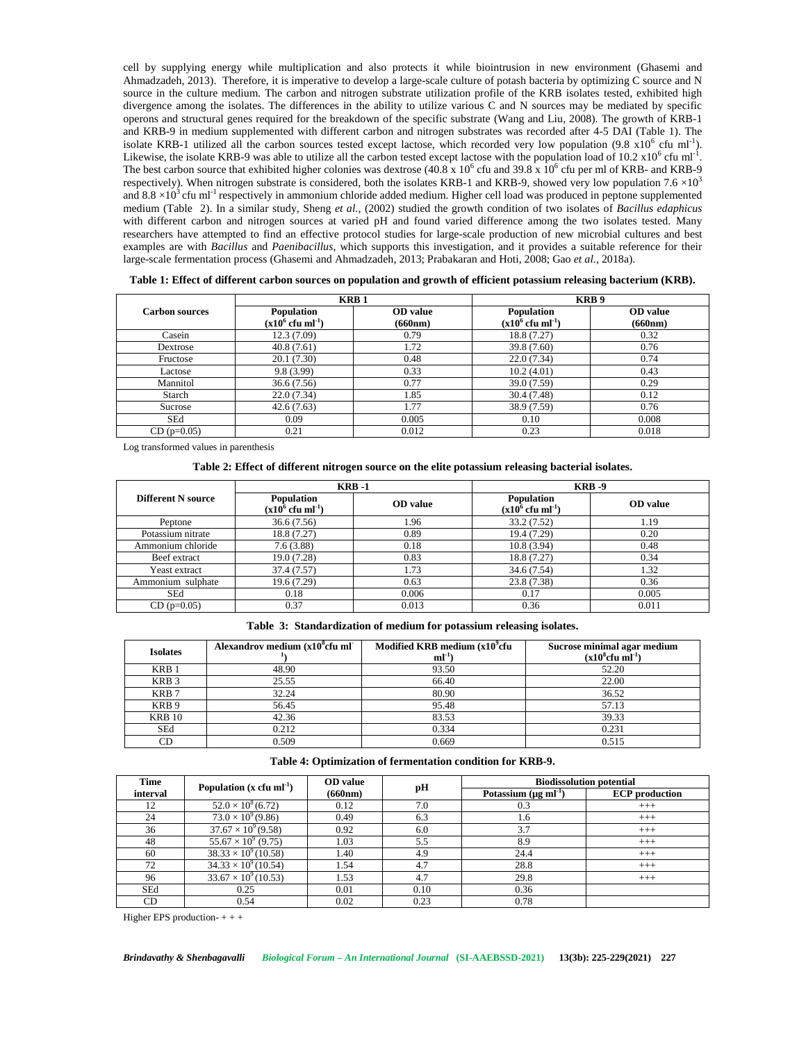cell by supplying energy while multiplication and also protects it while biointrusion in new environment (Ghasemi and Ahmadzadeh, 2013). Therefore, it is imperative to develop a large-scale culture of potash bacteria by optimizing C source and N source in the culture medium. The carbon and nitrogen substrate utilization profile of the KRB isolates tested, exhibited high divergence among the isolates. The differences in the ability to utilize various C and N sources may be mediated by specific operons and structural genes required for the breakdown of the specific substrate (Wang and Liu, 2008). The growth of KRB-1 and KRB-9 in medium supplemented with different carbon and nitrogen substrates was recorded after 4-5 DAI (Table 1). The isolate KRB-1 utilized all the carbon sources tested except lactose, which recorded very low population ($9.8 \times 10^6$ cfu $ml^{-1}$). Likewise, the isolate KRB-9 was able to utilize all the carbon tested except lactose with the population load of $10.2 \times 10^6$ cfu $ml^{-1}$. The best carbon source that exhibited higher colonies was dextrose ($40.8 \times 10^6$ cfu and $39.8 \times 10^6$ cfu per ml of KRB- and KRB-9 respectively). When nitrogen substrate is considered, both the isolates KRB-1 and KRB-9, showed very low population $7.6 \times 10^3$ and $8.8 \times 10^3$ cfu $ml^{-1}$ respectively in ammonium chloride added medium. Higher cell load was produced in peptone supplemented medium (Table 2). In a similar study, Sheng *et al.*, (2002) studied the growth condition of two isolates of *Bacillus edaphicus* with different carbon and nitrogen sources at varied pH and found varied difference among the two isolates tested. Many researchers have attempted to find an effective protocol studies for large-scale production of new microbial cultures and best examples are with *Bacillus* and *Paenibacillus*, which supports this investigation, and it provides a suitable reference for their large-scale fermentation process (Ghasemi and Ahmadzadeh, 2013; Prabakaran and Hoti, 2008; Gao *et al.*, 2018a).

**Table 1: Effect of different carbon sources on population and growth of efficient potassium releasing bacterium (KRB).**

| Carbon sources | KRB 1 | | KRB 9 | |
|---|---|---|---|---|
| | Population ($\times 10^6$ cfu $ml^{-1}$) | OD value (660nm) | Population ($\times 10^6$ cfu $ml^{-1}$) | OD value (660nm) |
| Casein | 12.3 (7.09) | 0.79 | 18.8 (7.27) | 0.32 |
| Dextrose | 40.8 (7.61) | 1.72 | 39.8 (7.60) | 0.76 |
| Fructose | 20.1 (7.30) | 0.48 | 22.0 (7.34) | 0.74 |
| Lactose | 9.8 (3.99) | 0.33 | 10.2 (4.01) | 0.43 |
| Mannitol | 36.6 (7.56) | 0.77 | 39.0 (7.59) | 0.29 |
| Starch | 22.0 (7.34) | 1.85 | 30.4 (7.48) | 0.12 |
| Sucrose | 42.6 (7.63) | 1.77 | 38.9 (7.59) | 0.76 |
| SEd | 0.09 | 0.005 | 0.10 | 0.008 |
| CD (p=0.05) | 0.21 | 0.012 | 0.23 | 0.018 |

Log transformed values in parenthesis

**Table 2: Effect of different nitrogen source on the elite potassium releasing bacterial isolates.**

| Different N source | KRB -1 | | KRB -9 | |
|---|---|---|---|---|
| | Population ($\times 10^6$ cfu $ml^{-1}$) | OD value | Population ($\times 10^6$ cfu $ml^{-1}$) | OD value |
| Peptone | 36.6 (7.56) | 1.96 | 33.2 (7.52) | 1.19 |
| Potassium nitrate | 18.8 (7.27) | 0.89 | 19.4 (7.29) | 0.20 |
| Ammonium chloride | 7.6 (3.88) | 0.18 | 10.8 (3.94) | 0.48 |
| Beef extract | 19.0 (7.28) | 0.83 | 18.8 (7.27) | 0.34 |
| Yeast extract | 37.4 (7.57) | 1.73 | 34.6 (7.54) | 1.32 |
| Ammonium sulphate | 19.6 (7.29) | 0.63 | 23.8 (7.38) | 0.36 |
| SEd | 0.18 | 0.006 | 0.17 | 0.005 |
| CD (p=0.05) | 0.37 | 0.013 | 0.36 | 0.011 |

**Table 3: Standardization of medium for potassium releasing isolates.**

| Isolates | Alexandrov medium ($\times 10^8$cfu $ml^{-1}$) | Modified KRB medium ($\times 10^9$cfu $ml^{-1}$) | Sucrose minimal agar medium ($\times 10^8$cfu $ml^{-1}$) |
|---|---|---|---|
| KRB 1 | 48.90 | 93.50 | 52.20 |
| KRB 3 | 25.55 | 66.40 | 22.00 |
| KRB 7 | 32.24 | 80.90 | 36.52 |
| KRB 9 | 56.45 | 95.48 | 57.13 |
| KRB 10 | 42.36 | 83.53 | 39.33 |
| SEd | 0.212 | 0.334 | 0.231 |
| CD | 0.509 | 0.669 | 0.515 |

**Table 4: Optimization of fermentation condition for KRB-9.**

| Time interval | Population (x cfu $ml^{-1}$) | OD value (660nm) | pH | Biodissolution potential | |
|---|---|---|---|---|---|
| | | | | Potassium (µg $ml^{-1}$) | ECP production |
| 12 | $52.0 \times 10^8$ (6.72) | 0.12 | 7.0 | 0.3 | +++ |
| 24 | $73.0 \times 10^9$ (9.86) | 0.49 | 6.3 | 1.6 | +++ |
| 36 | $37.67 \times 10^9$ (9.58) | 0.92 | 6.0 | 3.7 | +++ |
| 48 | $55.67 \times 10^9$ (9.75) | 1.03 | 5.5 | 8.9 | +++ |
| 60 | $38.33 \times 10^9$ (10.58) | 1.40 | 4.9 | 24.4 | +++ |
| 72 | $34.33 \times 10^9$ (10.54) | 1.54 | 4.7 | 28.8 | +++ |
| 96 | $33.67 \times 10^9$ (10.53) | 1.53 | 4.7 | 29.8 | +++ |
| SEd | 0.25 | 0.01 | 0.10 | 0.36 | |
| CD | 0.54 | 0.02 | 0.23 | 0.78 | |

Higher EPS production- + + +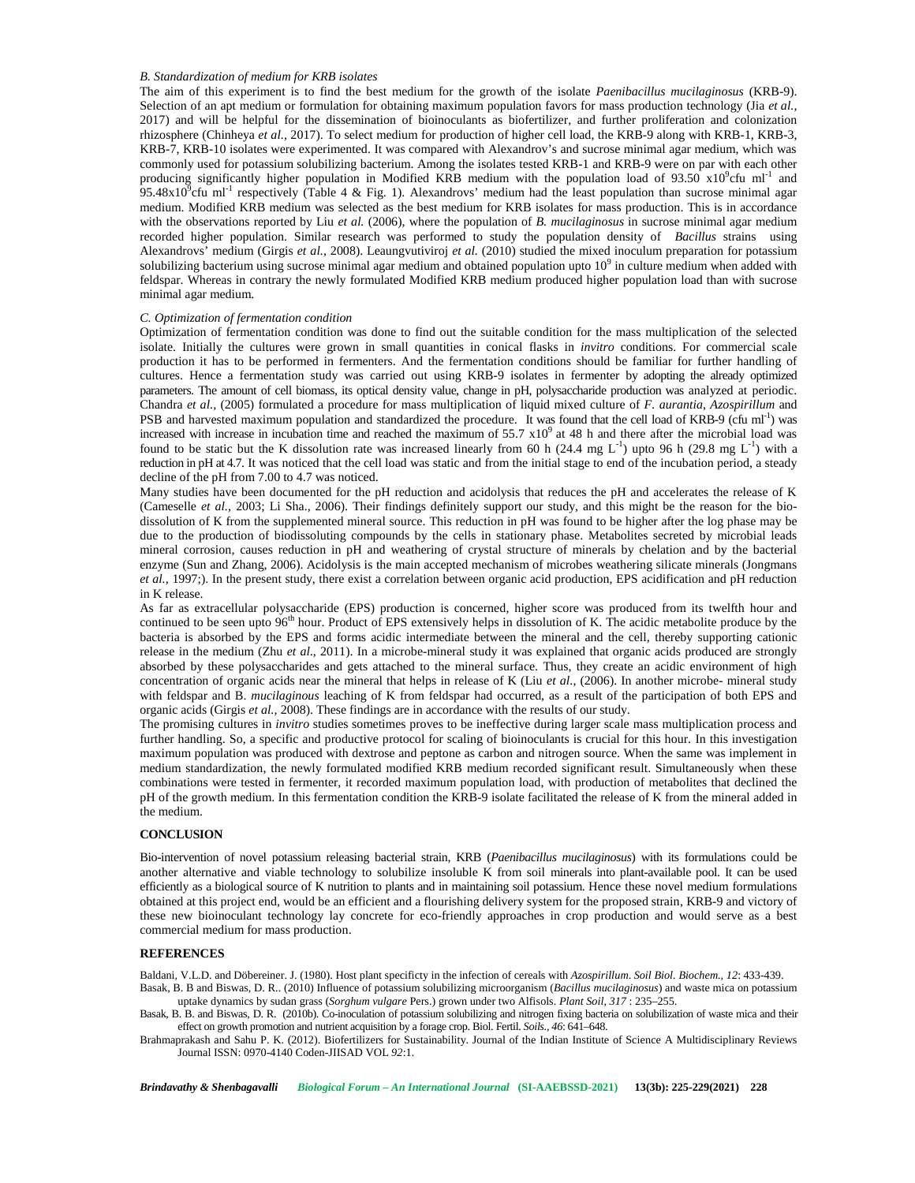### B. Standardization of medium for KRB isolates

The aim of this experiment is to find the best medium for the growth of the isolate *Paenibacillus mucilaginosus* (KRB-9). Selection of an apt medium or formulation for obtaining maximum population favors for mass production technology (Jia *et al.*, 2017) and will be helpful for the dissemination of bioinoculants as biofertilizer, and further proliferation and colonization rhizosphere (Chinheya *et al.*, 2017). To select medium for production of higher cell load, the KRB-9 along with KRB-1, KRB-3, KRB-7, KRB-10 isolates were experimented. It was compared with Alexandrov's and sucrose minimal agar medium, which was commonly used for potassium solubilizing bacterium. Among the isolates tested KRB-1 and KRB-9 were on par with each other producing significantly higher population in Modified KRB medium with the population load of 93.50 $x10^9$cfu $ml^{-1}$ and 95.48$x10^9$cfu $ml^{-1}$ respectively (Table 4 & Fig. 1). Alexandrovs' medium had the least population than sucrose minimal agar medium. Modified KRB medium was selected as the best medium for KRB isolates for mass production. This is in accordance with the observations reported by Liu *et al.* (2006), where the population of *B. mucilaginosus* in sucrose minimal agar medium recorded higher population. Similar research was performed to study the population density of *Bacillus* strains using Alexandrovs' medium (Girgis *et al.*, 2008). Leaungvutiviroj *et al.* (2010) studied the mixed inoculum preparation for potassium solubilizing bacterium using sucrose minimal agar medium and obtained population upto $10^9$ in culture medium when added with feldspar. Whereas in contrary the newly formulated Modified KRB medium produced higher population load than with sucrose minimal agar medium.

### C. Optimization of fermentation condition

Optimization of fermentation condition was done to find out the suitable condition for the mass multiplication of the selected isolate. Initially the cultures were grown in small quantities in conical flasks in *invitro* conditions. For commercial scale production it has to be performed in fermenters. And the fermentation conditions should be familiar for further handling of cultures. Hence a fermentation study was carried out using KRB-9 isolates in fermenter by adopting the already optimized parameters. The amount of cell biomass, its optical density value, change in pH, polysaccharide production was analyzed at periodic. Chandra *et al.*, (2005) formulated a procedure for mass multiplication of liquid mixed culture of *F. aurantia*, *Azospirillum* and PSB and harvested maximum population and standardized the procedure. It was found that the cell load of KRB-9 (cfu $ml^{-1}$) was increased with increase in incubation time and reached the maximum of 55.7 $x10^9$ at 48 h and there after the microbial load was found to be static but the K dissolution rate was increased linearly from 60 h (24.4 mg $L^{-1}$) upto 96 h (29.8 mg $L^{-1}$) with a reduction in pH at 4.7. It was noticed that the cell load was static and from the initial stage to end of the incubation period, a steady decline of the pH from 7.00 to 4.7 was noticed.

Many studies have been documented for the pH reduction and acidolysis that reduces the pH and accelerates the release of K (Cameselle *et al.*, 2003; Li Sha., 2006). Their findings definitely support our study, and this might be the reason for the bio-dissolution of K from the supplemented mineral source. This reduction in pH was found to be higher after the log phase may be due to the production of biodissoluting compounds by the cells in stationary phase. Metabolites secreted by microbial leads mineral corrosion, causes reduction in pH and weathering of crystal structure of minerals by chelation and by the bacterial enzyme (Sun and Zhang, 2006). Acidolysis is the main accepted mechanism of microbes weathering silicate minerals (Jongmans *et al.*, 1997;). In the present study, there exist a correlation between organic acid production, EPS acidification and pH reduction in K release.

As far as extracellular polysaccharide (EPS) production is concerned, higher score was produced from its twelfth hour and continued to be seen upto 96[th] hour. Product of EPS extensively helps in dissolution of K. The acidic metabolite produce by the bacteria is absorbed by the EPS and forms acidic intermediate between the mineral and the cell, thereby supporting cationic release in the medium (Zhu *et al*., 2011). In a microbe-mineral study it was explained that organic acids produced are strongly absorbed by these polysaccharides and gets attached to the mineral surface. Thus, they create an acidic environment of high concentration of organic acids near the mineral that helps in release of K (Liu *et al*., (2006). In another microbe- mineral study with feldspar and B. *mucilaginous* leaching of K from feldspar had occurred, as a result of the participation of both EPS and organic acids (Girgis *et al.*, 2008). These findings are in accordance with the results of our study.

The promising cultures in *invitro* studies sometimes proves to be ineffective during larger scale mass multiplication process and further handling. So, a specific and productive protocol for scaling of bioinoculants is crucial for this hour. In this investigation maximum population was produced with dextrose and peptone as carbon and nitrogen source. When the same was implement in medium standardization, the newly formulated modified KRB medium recorded significant result. Simultaneously when these combinations were tested in fermenter, it recorded maximum population load, with production of metabolites that declined the pH of the growth medium. In this fermentation condition the KRB-9 isolate facilitated the release of K from the mineral added in the medium.

## CONCLUSION

Bio-intervention of novel potassium releasing bacterial strain, KRB (*Paenibacillus mucilaginosus*) with its formulations could be another alternative and viable technology to solubilize insoluble K from soil minerals into plant-available pool. It can be used efficiently as a biological source of K nutrition to plants and in maintaining soil potassium. Hence these novel medium formulations obtained at this project end, would be an efficient and a flourishing delivery system for the proposed strain, KRB-9 and victory of these new bioinoculant technology lay concrete for eco-friendly approaches in crop production and would serve as a best commercial medium for mass production.

## REFERENCES

Baldani, V.L.D. and Döbereiner. J. (1980). Host plant specificty in the infection of cereals with *Azospirillum*. *Soil Biol. Biochem., 12*: 433-439.

Basak, B. B and Biswas, D. R.. (2010) Influence of potassium solubilizing microorganism (*Bacillus mucilaginosus*) and waste mica on potassium uptake dynamics by sudan grass (*Sorghum vulgare* Pers.) grown under two Alfisols. *Plant Soil, 317* : 235–255.

Basak, B. B. and Biswas, D. R. (2010b). Co-inoculation of potassium solubilizing and nitrogen fixing bacteria on solubilization of waste mica and their effect on growth promotion and nutrient acquisition by a forage crop. Biol. Fertil. *Soils., 46*: 641–648.

Brahmaprakash and Sahu P. K. (2012). Biofertilizers for Sustainability. Journal of the Indian Institute of Science A Multidisciplinary Reviews Journal ISSN: 0970-4140 Coden-JIISAD VOL *92*:1.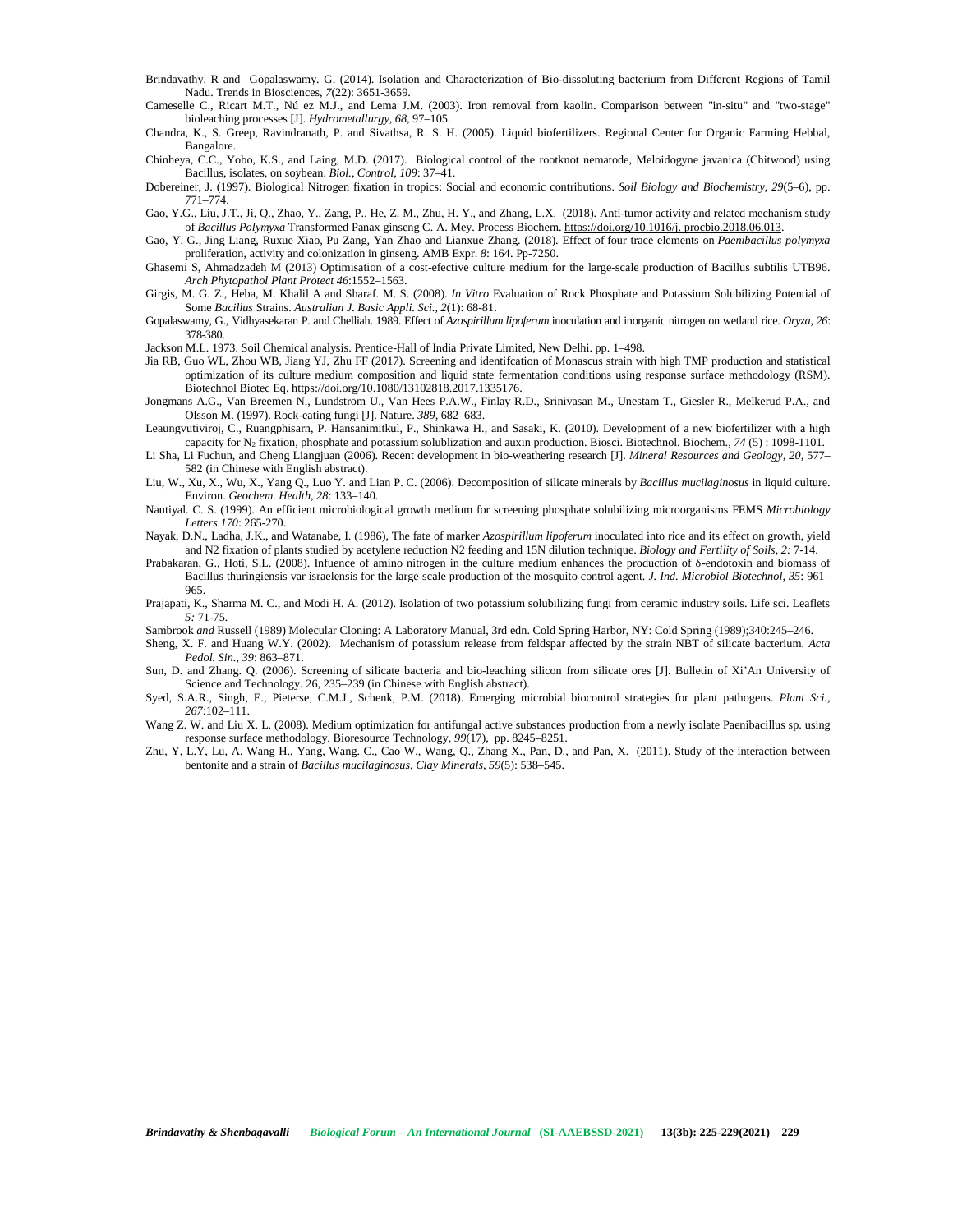Brindavathy. R and Gopalaswamy. G. (2014). Isolation and Characterization of Bio-dissoluting bacterium from Different Regions of Tamil Nadu. Trends in Biosciences, *7*(22): 3651-3659.

Cameselle C., Ricart M.T., Nú ez M.J., and Lema J.M. (2003). Iron removal from kaolin. Comparison between "in-situ" and "two-stage" bioleaching processes [J]. *Hydrometallurgy, 68*, 97–105.

Chandra, K., S. Greep, Ravindranath, P. and Sivathsa, R. S. H. (2005). Liquid biofertilizers. Regional Center for Organic Farming Hebbal, Bangalore.

Chinheya, C.C., Yobo, K.S., and Laing, M.D. (2017). Biological control of the rootknot nematode, Meloidogyne javanica (Chitwood) using Bacillus, isolates, on soybean. *Biol., Control, 109*: 37–41.

Dobereiner, J. (1997). Biological Nitrogen fixation in tropics: Social and economic contributions. *Soil Biology and Biochemistry, 29*(5–6), pp. 771–774.

Gao, Y.G., Liu, J.T., Ji, Q., Zhao, Y., Zang, P., He, Z. M., Zhu, H. Y., and Zhang, L.X. (2018). Anti-tumor activity and related mechanism study of *Bacillus Polymyxa* Transformed Panax ginseng C. A. Mey. Process Biochem. https://doi.org/10.1016/j. procbio.2018.06.013.

Gao, Y. G., Jing Liang, Ruxue Xiao, Pu Zang, Yan Zhao and Lianxue Zhang. (2018). Effect of four trace elements on *Paenibacillus polymyxa* proliferation, activity and colonization in ginseng. AMB Expr. *8*: 164. Pp-7250.

Ghasemi S, Ahmadzadeh M (2013) Optimisation of a cost-efective culture medium for the large-scale production of Bacillus subtilis UTB96. *Arch Phytopathol Plant Protect 46*:1552–1563.

Girgis, M. G. Z., Heba, M. Khalil A and Sharaf. M. S. (2008). *In Vitro* Evaluation of Rock Phosphate and Potassium Solubilizing Potential of Some *Bacillus* Strains. *Australian J. Basic Appli. Sci., 2*(1): 68-81.

Gopalaswamy, G., Vidhyasekaran P. and Chelliah. 1989. Effect of *Azospirillum lipoferum* inoculation and inorganic nitrogen on wetland rice. *Oryza, 26*: 378-380.

Jackson M.L. 1973. Soil Chemical analysis. Prentice-Hall of India Private Limited, New Delhi. pp. 1–498.

Jia RB, Guo WL, Zhou WB, Jiang YJ, Zhu FF (2017). Screening and identifcation of Monascus strain with high TMP production and statistical optimization of its culture medium composition and liquid state fermentation conditions using response surface methodology (RSM). Biotechnol Biotec Eq. https://doi.org/10.1080/13102818.2017.1335176.

Jongmans A.G., Van Breemen N., Lundström U., Van Hees P.A.W., Finlay R.D., Srinivasan M., Unestam T., Giesler R., Melkerud P.A., and Olsson M. (1997). Rock-eating fungi [J]. Nature. *389*, 682–683.

Leaungvutiviroj, C., Ruangphisarn, P. Hansanimitkul, P., Shinkawa H., and Sasaki, K. (2010). Development of a new biofertilizer with a high capacity for $N_2$ fixation, phosphate and potassium solublization and auxin production. Biosci. Biotechnol. Biochem., *74* (5) : 1098-1101.

Li Sha, Li Fuchun, and Cheng Liangjuan (2006). Recent development in bio-weathering research [J]. *Mineral Resources and Geology, 20*, 577–582 (in Chinese with English abstract).

Liu, W., Xu, X., Wu, X., Yang Q., Luo Y. and Lian P. C. (2006). Decomposition of silicate minerals by *Bacillus mucilaginosus* in liquid culture. Environ. *Geochem. Health, 28*: 133–140.

Nautiyal. C. S. (1999). An efficient microbiological growth medium for screening phosphate solubilizing microorganisms FEMS *Microbiology Letters 170*: 265-270.

Nayak, D.N., Ladha, J.K., and Watanabe, I. (1986), The fate of marker *Azospirillum lipoferum* inoculated into rice and its effect on growth, yield and N2 fixation of plants studied by acetylene reduction N2 feeding and 15N dilution technique. *Biology and Fertility of Soils, 2:* 7-14.

Prabakaran, G., Hoti, S.L. (2008). Infuence of amino nitrogen in the culture medium enhances the production of δ-endotoxin and biomass of Bacillus thuringiensis var israelensis for the large-scale production of the mosquito control agent. *J. Ind. Microbiol Biotechnol, 35*: 961–965.

Prajapati, K., Sharma M. C., and Modi H. A. (2012). Isolation of two potassium solubilizing fungi from ceramic industry soils. Life sci. Leaflets *5:* 71-75.

Sambrook *and* Russell (1989) Molecular Cloning: A Laboratory Manual, 3rd edn. Cold Spring Harbor, NY: Cold Spring (1989);340:245–246.

Sheng, X. F. and Huang W.Y. (2002). Mechanism of potassium release from feldspar affected by the strain NBT of silicate bacterium. *Acta Pedol. Sin., 39*: 863–871.

Sun, D. and Zhang. Q. (2006). Screening of silicate bacteria and bio-leaching silicon from silicate ores [J]. Bulletin of Xi'An University of Science and Technology. 26, 235–239 (in Chinese with English abstract).

Syed, S.A.R., Singh, E., Pieterse, C.M.J., Schenk, P.M. (2018). Emerging microbial biocontrol strategies for plant pathogens. *Plant Sci., 267*:102–111.

Wang Z. W. and Liu X. L. (2008). Medium optimization for antifungal active substances production from a newly isolate Paenibacillus sp. using response surface methodology. Bioresource Technology, *99*(17), pp. 8245–8251.

Zhu, Y, L.Y, Lu, A. Wang H., Yang, Wang. C., Cao W., Wang, Q., Zhang X., Pan, D., and Pan, X. (2011). Study of the interaction between bentonite and a strain of *Bacillus mucilaginosus*, *Clay Minerals, 59*(5): 538–545.